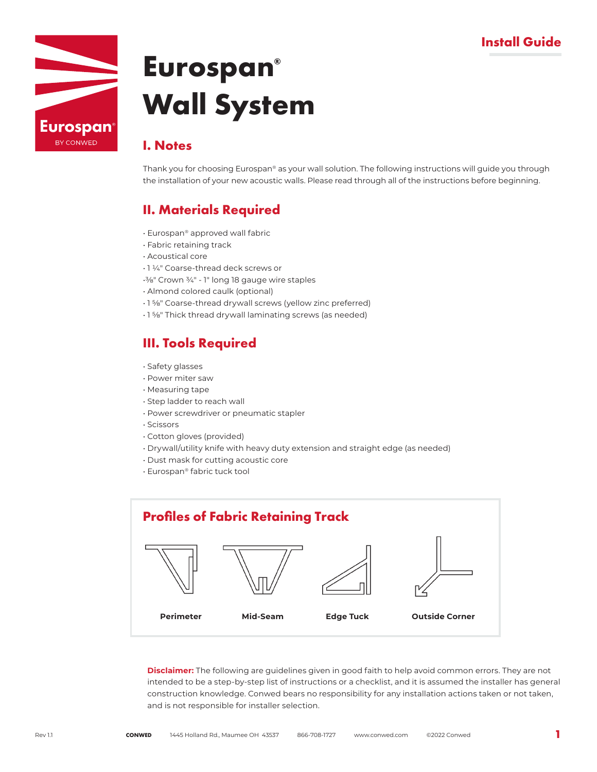Install Guide

# Eurospan® Wall System

## I. Notes

Thank you for choosing Eurospan® as your wall solution. The following instructions will guide you through the installation of your new acoustic walls. Please read through all of the instructions before beginning.

## II. Materials Required

- Eurospan® approved wall fabric
- Fabric retaining track
- Acoustical core
- 1 ¼" Coarse-thread deck screws or
- ⅜" Crown ¾" - 1" long 18 gauge wire staples
- Almond colored caulk (optional)
- 1 ⅝" Coarse-thread drywall screws (yellow zinc preferred)
- 1 ⅝" Thick thread drywall laminating screws (as needed)

## III. Tools Required

- Safety glasses
- Power miter saw
- Measuring tape
- Step ladder to reach wall
- Power screwdriver or pneumatic stapler
- Scissors
- Cotton gloves (provided)
- Drywall/utility knife with heavy duty extension and straight edge (as needed)
- Dust mask for cutting acoustic core
- Eurospan® fabric tuck tool

### Profiles of Fabric Retaining Track

Perimeter

Mid-Seam

Edge Tuck

Outside Corner

**Disclaimer:** The following are guidelines given in good faith to help avoid common errors. They are not intended to be a step-by-step list of instructions or a checklist, and it is assumed the installer has general construction knowledge. Conwed bears no responsibility for any installation actions taken or not taken, and is not responsible for installer selection.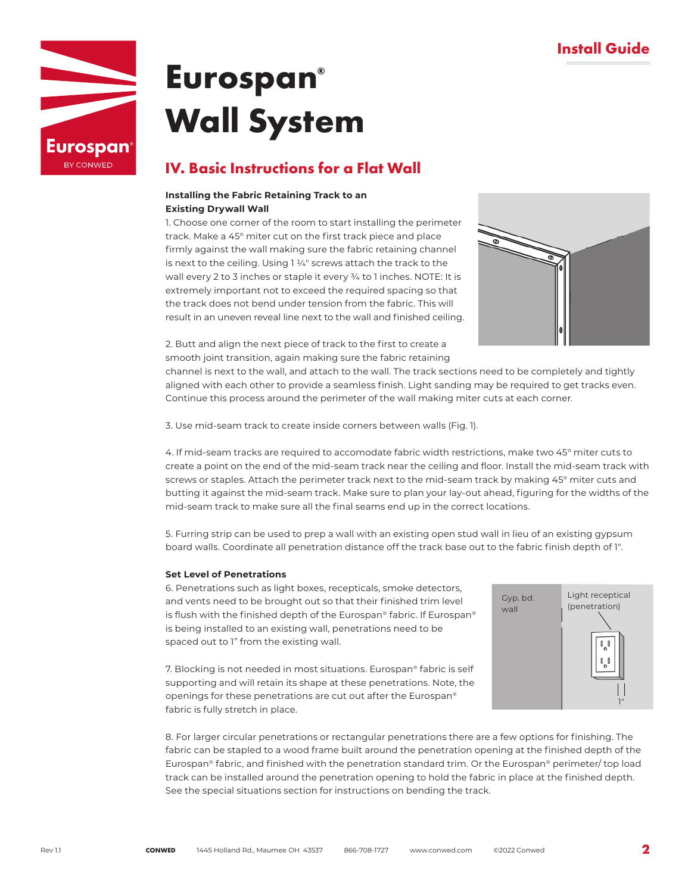# Eurospan® Wall System

## IV. Basic Instructions for a Flat Wall

**Installing the Fabric Retaining Track to an Existing Drywall Wall**

1. Choose one corner of the room to start installing the perimeter track. Make a 45° miter cut on the first track piece and place firmly against the wall making sure the fabric retaining channel is next to the ceiling. Using 1 ¼" screws attach the track to the wall every 2 to 3 inches or staple it every ¾ to 1 inches. NOTE: It is extremely important not to exceed the required spacing so that the track does not bend under tension from the fabric. This will result in an uneven reveal line next to the wall and finished ceiling.

2. Butt and align the next piece of track to the first to create a smooth joint transition, again making sure the fabric retaining channel is next to the wall, and attach to the wall. The track sections need to be completely and tightly aligned with each other to provide a seamless finish. Light sanding may be required to get tracks even. Continue this process around the perimeter of the wall making miter cuts at each corner.

3. Use mid-seam track to create inside corners between walls (Fig. 1).

4. If mid-seam tracks are required to accomodate fabric width restrictions, make two 45° miter cuts to create a point on the end of the mid-seam track near the ceiling and floor. Install the mid-seam track with screws or staples. Attach the perimeter track next to the mid-seam track by making 45° miter cuts and butting it against the mid-seam track. Make sure to plan your lay-out ahead, figuring for the widths of the mid-seam track to make sure all the final seams end up in the correct locations.

5. Furring strip can be used to prep a wall with an existing open stud wall in lieu of an existing gypsum board walls. Coordinate all penetration distance off the track base out to the fabric finish depth of 1".

**Set Level of Penetrations**

6. Penetrations such as light boxes, recepticals, smoke detectors, and vents need to be brought out so that their finished trim level is flush with the finished depth of the Eurospan® fabric. If Eurospan® is being installed to an existing wall, penetrations need to be spaced out to 1" from the existing wall.

7. Blocking is not needed in most situations. Eurospan® fabric is self supporting and will retain its shape at these penetrations. Note, the openings for these penetrations are cut out after the Eurospan® fabric is fully stretch in place.

Gyp. bd. wall

Light receptical (penetration)

1"

8. For larger circular penetrations or rectangular penetrations there are a few options for finishing. The fabric can be stapled to a wood frame built around the penetration opening at the finished depth of the Eurospan® fabric, and finished with the penetration standard trim. Or the Eurospan® perimeter/ top load track can be installed around the penetration opening to hold the fabric in place at the finished depth. See the special situations section for instructions on bending the track.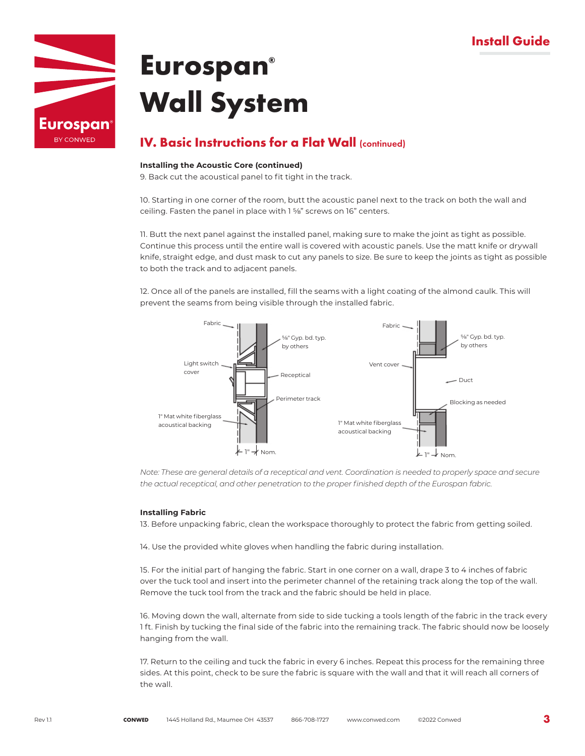# Eurospan® Wall System

## IV. Basic Instructions for a Flat Wall (continued)

**Installing the Acoustic Core (continued)**

9. Back cut the acoustical panel to fit tight in the track.

10. Starting in one corner of the room, butt the acoustic panel next to the track on both the wall and ceiling. Fasten the panel in place with 1 ⅝" screws on 16" centers.

11. Butt the next panel against the installed panel, making sure to make the joint as tight as possible. Continue this process until the entire wall is covered with acoustic panels. Use the matt knife or drywall knife, straight edge, and dust mask to cut any panels to size. Be sure to keep the joints as tight as possible to both the track and to adjacent panels.

12. Once all of the panels are installed, fill the seams with a light coating of the almond caulk. This will prevent the seams from being visible through the installed fabric.

Fabric — ⅝" Gyp. bd. typ. by others — Light switch cover — Receptical — Perimeter track — 1" Mat white fiberglass acoustical backing — 1" Nom.

Fabric — ⅝" Gyp. bd. typ. by others — Vent cover — Duct — Blocking as needed — 1" Mat white fiberglass acoustical backing — 1" Nom.

*Note: These are general details of a receptical and vent. Coordination is needed to properly space and secure the actual receptical, and other penetration to the proper finished depth of the Eurospan fabric.*

**Installing Fabric**

13. Before unpacking fabric, clean the workspace thoroughly to protect the fabric from getting soiled.

14. Use the provided white gloves when handling the fabric during installation.

15. For the initial part of hanging the fabric. Start in one corner on a wall, drape 3 to 4 inches of fabric over the tuck tool and insert into the perimeter channel of the retaining track along the top of the wall. Remove the tuck tool from the track and the fabric should be held in place.

16. Moving down the wall, alternate from side to side tucking a tools length of the fabric in the track every 1 ft. Finish by tucking the final side of the fabric into the remaining track. The fabric should now be loosely hanging from the wall.

17. Return to the ceiling and tuck the fabric in every 6 inches. Repeat this process for the remaining three sides. At this point, check to be sure the fabric is square with the wall and that it will reach all corners of the wall.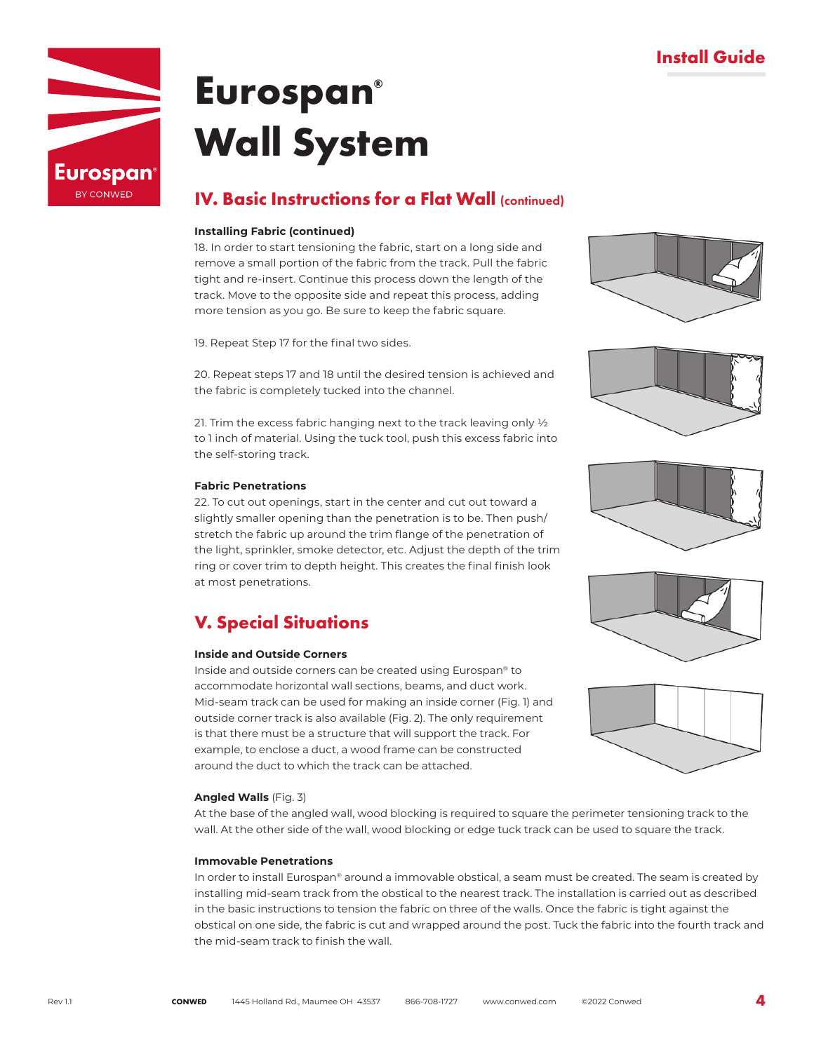# Eurospan® Wall System

## IV. Basic Instructions for a Flat Wall (continued)

**Installing Fabric (continued)**

18. In order to start tensioning the fabric, start on a long side and remove a small portion of the fabric from the track. Pull the fabric tight and re-insert. Continue this process down the length of the track. Move to the opposite side and repeat this process, adding more tension as you go. Be sure to keep the fabric square.

19. Repeat Step 17 for the final two sides.

20. Repeat steps 17 and 18 until the desired tension is achieved and the fabric is completely tucked into the channel.

21. Trim the excess fabric hanging next to the track leaving only ½ to 1 inch of material. Using the tuck tool, push this excess fabric into the self-storing track.

**Fabric Penetrations**

22. To cut out openings, start in the center and cut out toward a slightly smaller opening than the penetration is to be. Then push/stretch the fabric up around the trim flange of the penetration of the light, sprinkler, smoke detector, etc. Adjust the depth of the trim ring or cover trim to depth height. This creates the final finish look at most penetrations.

## V. Special Situations

**Inside and Outside Corners**

Inside and outside corners can be created using Eurospan® to accommodate horizontal wall sections, beams, and duct work. Mid-seam track can be used for making an inside corner (Fig. 1) and outside corner track is also available (Fig. 2). The only requirement is that there must be a structure that will support the track. For example, to enclose a duct, a wood frame can be constructed around the duct to which the track can be attached.

**Angled Walls** (Fig. 3)

At the base of the angled wall, wood blocking is required to square the perimeter tensioning track to the wall. At the other side of the wall, wood blocking or edge tuck track can be used to square the track.

**Immovable Penetrations**

In order to install Eurospan® around a immovable obstical, a seam must be created. The seam is created by installing mid-seam track from the obstical to the nearest track. The installation is carried out as described in the basic instructions to tension the fabric on three of the walls. Once the fabric is tight against the obstical on one side, the fabric is cut and wrapped around the post. Tuck the fabric into the fourth track and the mid-seam track to finish the wall.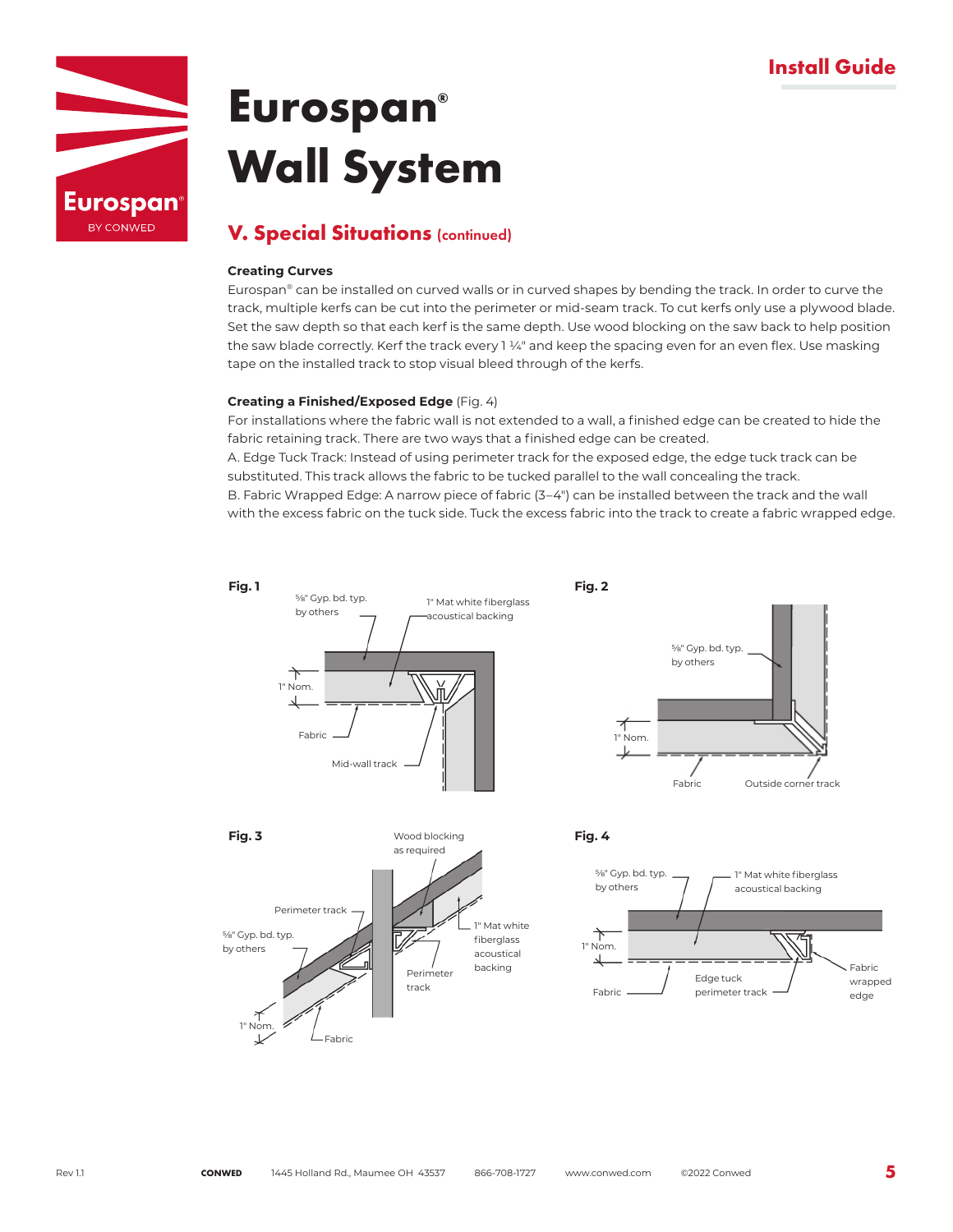# Eurospan® Wall System

## V. Special Situations (continued)

**Creating Curves**

Eurospan® can be installed on curved walls or in curved shapes by bending the track. In order to curve the track, multiple kerfs can be cut into the perimeter or mid-seam track. To cut kerfs only use a plywood blade. Set the saw depth so that each kerf is the same depth. Use wood blocking on the saw back to help position the saw blade correctly. Kerf the track every 1 ¼" and keep the spacing even for an even flex. Use masking tape on the installed track to stop visual bleed through of the kerfs.

**Creating a Finished/Exposed Edge** (Fig. 4)

For installations where the fabric wall is not extended to a wall, a finished edge can be created to hide the fabric retaining track. There are two ways that a finished edge can be created.

A. Edge Tuck Track: Instead of using perimeter track for the exposed edge, the edge tuck track can be substituted. This track allows the fabric to be tucked parallel to the wall concealing the track.

B. Fabric Wrapped Edge: A narrow piece of fabric (3–4") can be installed between the track and the wall with the excess fabric on the tuck side. Tuck the excess fabric into the track to create a fabric wrapped edge.

**Fig. 1**

⅝" Gyp. bd. typ. by others
1" Mat white fiberglass acoustical backing
1" Nom.
Fabric
Mid-wall track

**Fig. 2**

⅝" Gyp. bd. typ. by others
1" Nom.
Fabric
Outside corner track

**Fig. 3**

Wood blocking as required
Perimeter track
⅝" Gyp. bd. typ. by others
1" Mat white fiberglass acoustical backing
Perimeter track
1" Nom.
Fabric

**Fig. 4**

⅝" Gyp. bd. typ. by others
1" Mat white fiberglass acoustical backing
1" Nom.
Fabric
Edge tuck perimeter track
Fabric wrapped edge